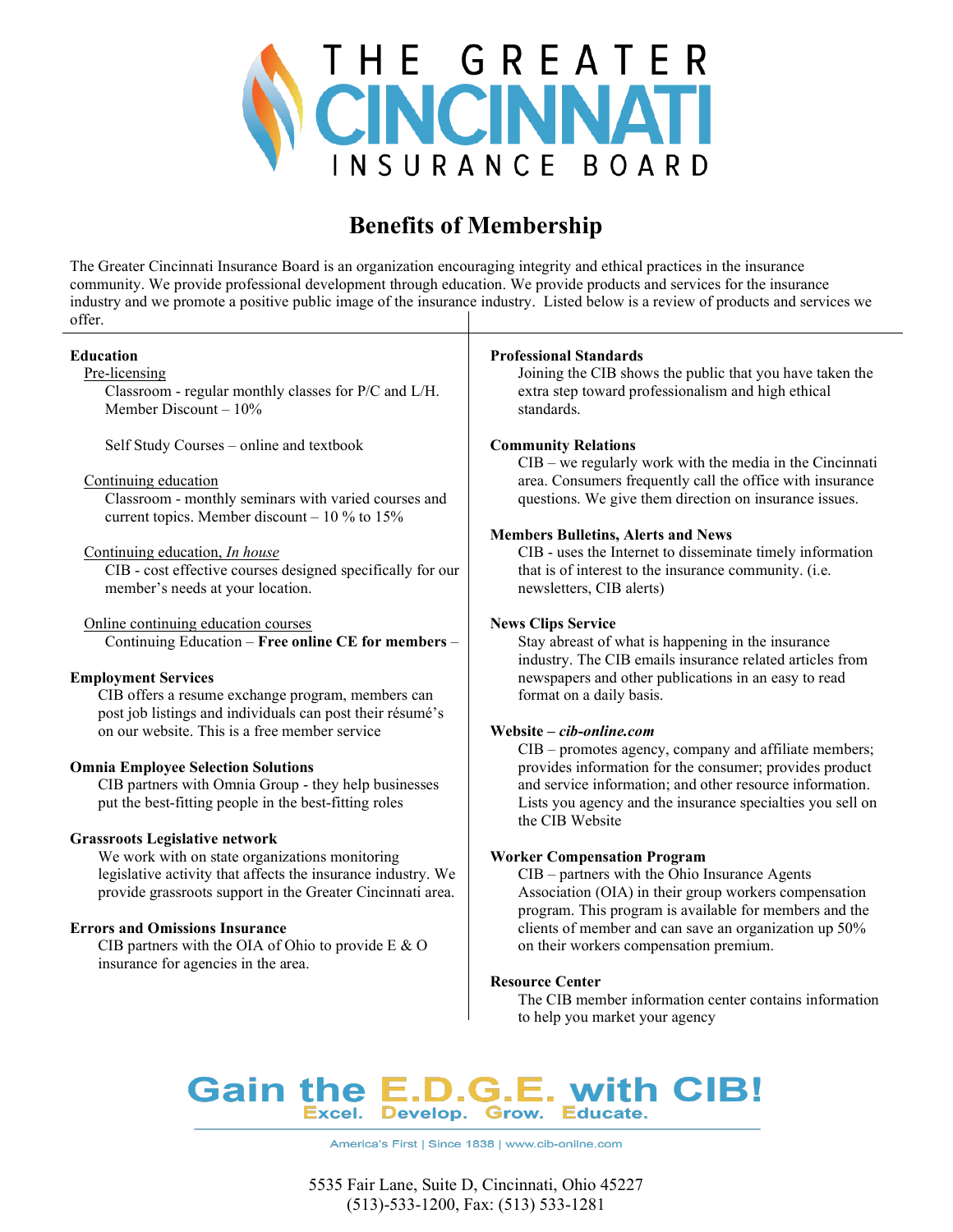# THE GREATER CINCINNATI INSURANCE BOARD

## Benefits of Membership

The Greater Cincinnati Insurance Board is an organization encouraging integrity and ethical practices in the insurance community. We provide professional development through education. We provide products and services for the insurance industry and we promote a positive public image of the insurance industry. Listed below is a review of products and services we offer.

### Education

Pre-licensing

Classroom - regular monthly classes for P/C and L/H. Member Discount – 10%

Self Study Courses – online and textbook

Continuing education

Classroom - monthly seminars with varied courses and current topics. Member discount – 10 % to 15%

Continuing education, *In house*

CIB - cost effective courses designed specifically for our member's needs at your location.

Online continuing education courses

Continuing Education – **Free online CE for members** –

### Employment Services

CIB offers a resume exchange program, members can post job listings and individuals can post their résumé's on our website. This is a free member service

### Omnia Employee Selection Solutions

CIB partners with Omnia Group - they help businesses put the best-fitting people in the best-fitting roles

### Grassroots Legislative network

We work with on state organizations monitoring legislative activity that affects the insurance industry. We provide grassroots support in the Greater Cincinnati area.

### Errors and Omissions Insurance

CIB partners with the OIA of Ohio to provide E & O insurance for agencies in the area.

### Professional Standards

Joining the CIB shows the public that you have taken the extra step toward professionalism and high ethical standards.

### Community Relations

CIB – we regularly work with the media in the Cincinnati area. Consumers frequently call the office with insurance questions. We give them direction on insurance issues.

### Members Bulletins, Alerts and News

CIB - uses the Internet to disseminate timely information that is of interest to the insurance community. (i.e. newsletters, CIB alerts)

### News Clips Service

Stay abreast of what is happening in the insurance industry. The CIB emails insurance related articles from newspapers and other publications in an easy to read format on a daily basis.

### Website – *cib-online.com*

CIB – promotes agency, company and affiliate members; provides information for the consumer; provides product and service information; and other resource information. Lists you agency and the insurance specialties you sell on the CIB Website

### Worker Compensation Program

CIB – partners with the Ohio Insurance Agents Association (OIA) in their group workers compensation program. This program is available for members and the clients of member and can save an organization up 50% on their workers compensation premium.

### Resource Center

The CIB member information center contains information to help you market your agency

**Gain the E.D.G.E. with CIB!**

Excel. Develop. Grow. Educate.

America's First | Since 1838 | www.cib-onilne.com

5535 Fair Lane, Suite D, Cincinnati, Ohio 45227
(513)-533-1200, Fax: (513) 533-1281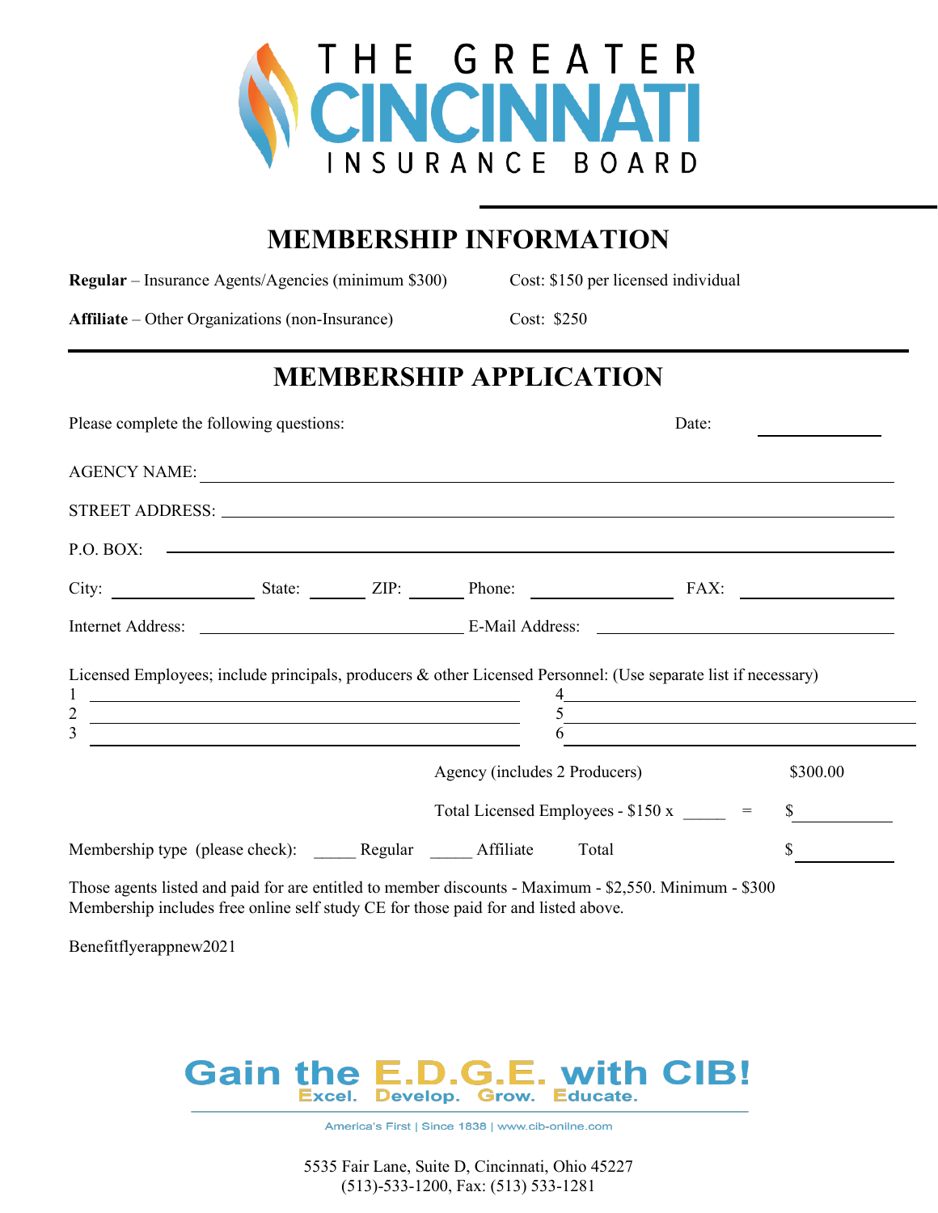THE GREATER
# CINCINNATI
INSURANCE BOARD

## MEMBERSHIP INFORMATION

**Regular** – Insurance Agents/Agencies (minimum $300) Cost: $150 per licensed individual

**Affiliate** – Other Organizations (non-Insurance) Cost: $250

## MEMBERSHIP APPLICATION

Please complete the following questions: Date: ____________

AGENCY NAME: ____________________________________________

STREET ADDRESS: ____________________________________________

P.O. BOX: ____________________________________________

City: ____________ State: ______ ZIP: ______ Phone: ____________ FAX: ____________

Internet Address: ____________________ E-Mail Address: ____________________

Licensed Employees; include principals, producers & other Licensed Personnel: (Use separate list if necessary)

1 ____________________ 4 ____________________
2 ____________________ 5 ____________________
3 ____________________ 6 ____________________

Agency (includes 2 Producers) $300.00

Total Licensed Employees - $150 x _____ = $__________

Membership type (please check): _____ Regular _____ Affiliate Total $__________

Those agents listed and paid for are entitled to member discounts - Maximum - $2,550. Minimum - $300
Membership includes free online self study CE for those paid for and listed above.

Benefitflyerappnew2021

Gain the E.D.G.E. with CIB!
Excel. Develop. Grow. Educate.

America's First | Since 1838 | www.cib-onilne.com

5535 Fair Lane, Suite D, Cincinnati, Ohio 45227
(513)-533-1200, Fax: (513) 533-1281